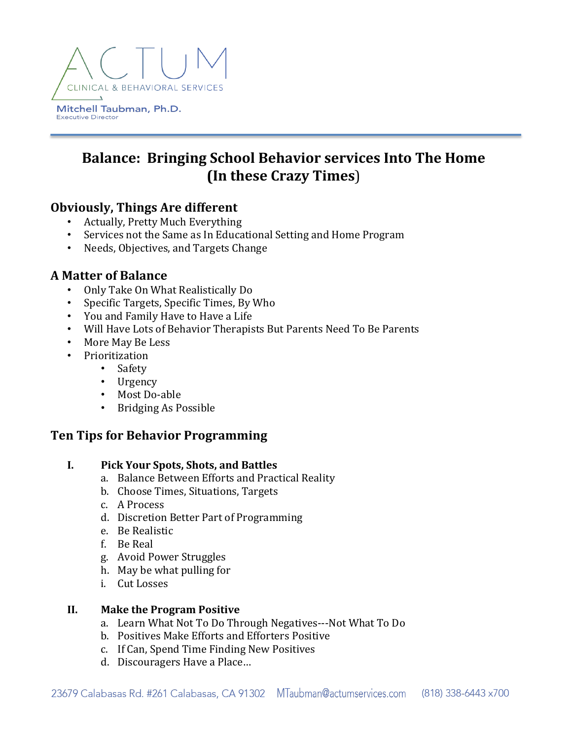ACTUM

CLINICAL & BEHAVIORAL SERVICES

Mitchell Taubman, Ph.D.
Executive Director

# Balance: Bringing School Behavior services Into The Home (In these Crazy Times)

## Obviously, Things Are different

- Actually, Pretty Much Everything
- Services not the Same as In Educational Setting and Home Program
- Needs, Objectives, and Targets Change

## A Matter of Balance

- Only Take On What Realistically Do
- Specific Targets, Specific Times, By Who
- You and Family Have to Have a Life
- Will Have Lots of Behavior Therapists But Parents Need To Be Parents
- More May Be Less
- Prioritization
  - Safety
  - Urgency
  - Most Do-able
  - Bridging As Possible

## Ten Tips for Behavior Programming

**I. Pick Your Spots, Shots, and Battles**

a. Balance Between Efforts and Practical Reality
b. Choose Times, Situations, Targets
c. A Process
d. Discretion Better Part of Programming
e. Be Realistic
f. Be Real
g. Avoid Power Struggles
h. May be what pulling for
i. Cut Losses

**II. Make the Program Positive**

a. Learn What Not To Do Through Negatives---Not What To Do
b. Positives Make Efforts and Efforters Positive
c. If Can, Spend Time Finding New Positives
d. Discouragers Have a Place…

23679 Calabasas Rd. #261 Calabasas, CA 91302 MTaubman@actumservices.com (818) 338-6443 x700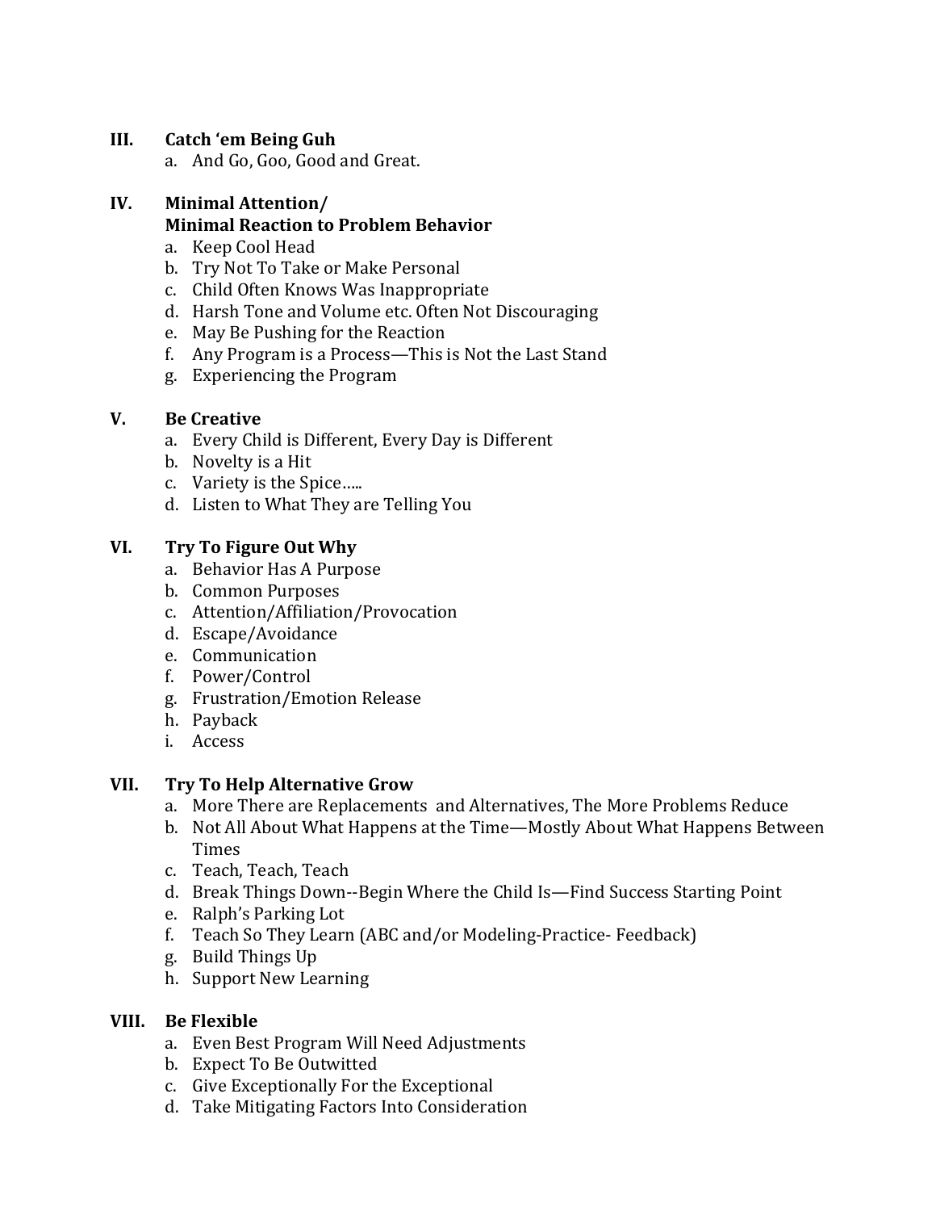III. **Catch 'em Being Guh**

   a. And Go, Goo, Good and Great.

IV. **Minimal Attention/ Minimal Reaction to Problem Behavior**

   a. Keep Cool Head
   b. Try Not To Take or Make Personal
   c. Child Often Knows Was Inappropriate
   d. Harsh Tone and Volume etc. Often Not Discouraging
   e. May Be Pushing for the Reaction
   f. Any Program is a Process—This is Not the Last Stand
   g. Experiencing the Program

V. **Be Creative**

   a. Every Child is Different, Every Day is Different
   b. Novelty is a Hit
   c. Variety is the Spice…..
   d. Listen to What They are Telling You

VI. **Try To Figure Out Why**

   a. Behavior Has A Purpose
   b. Common Purposes
   c. Attention/Affiliation/Provocation
   d. Escape/Avoidance
   e. Communication
   f. Power/Control
   g. Frustration/Emotion Release
   h. Payback
   i. Access

VII. **Try To Help Alternative Grow**

   a. More There are Replacements and Alternatives, The More Problems Reduce
   b. Not All About What Happens at the Time—Mostly About What Happens Between Times
   c. Teach, Teach, Teach
   d. Break Things Down--Begin Where the Child Is—Find Success Starting Point
   e. Ralph's Parking Lot
   f. Teach So They Learn (ABC and/or Modeling-Practice- Feedback)
   g. Build Things Up
   h. Support New Learning

VIII. **Be Flexible**

   a. Even Best Program Will Need Adjustments
   b. Expect To Be Outwitted
   c. Give Exceptionally For the Exceptional
   d. Take Mitigating Factors Into Consideration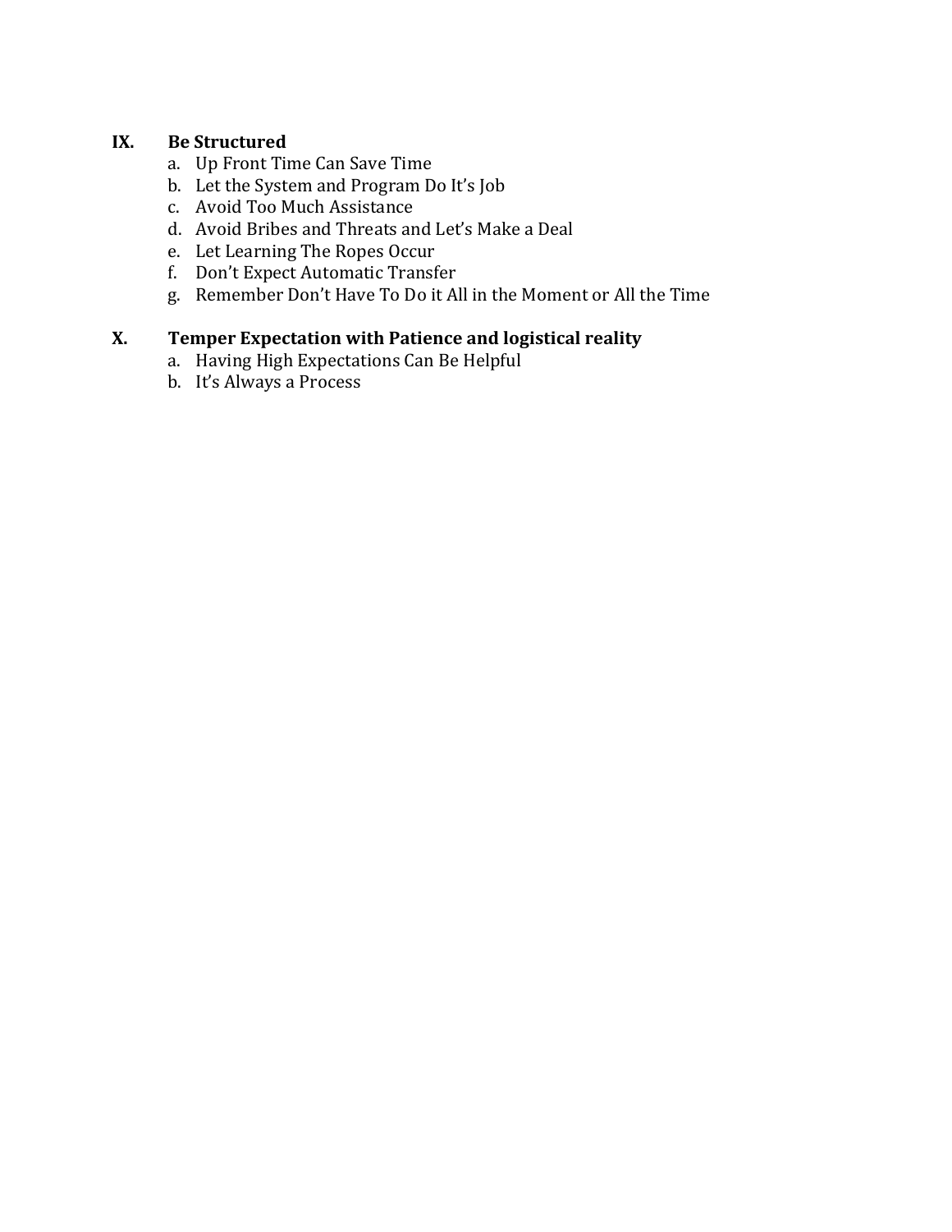**IX. Be Structured**

a. Up Front Time Can Save Time
b. Let the System and Program Do It's Job
c. Avoid Too Much Assistance
d. Avoid Bribes and Threats and Let's Make a Deal
e. Let Learning The Ropes Occur
f. Don't Expect Automatic Transfer
g. Remember Don't Have To Do it All in the Moment or All the Time

**X. Temper Expectation with Patience and logistical reality**

a. Having High Expectations Can Be Helpful
b. It's Always a Process